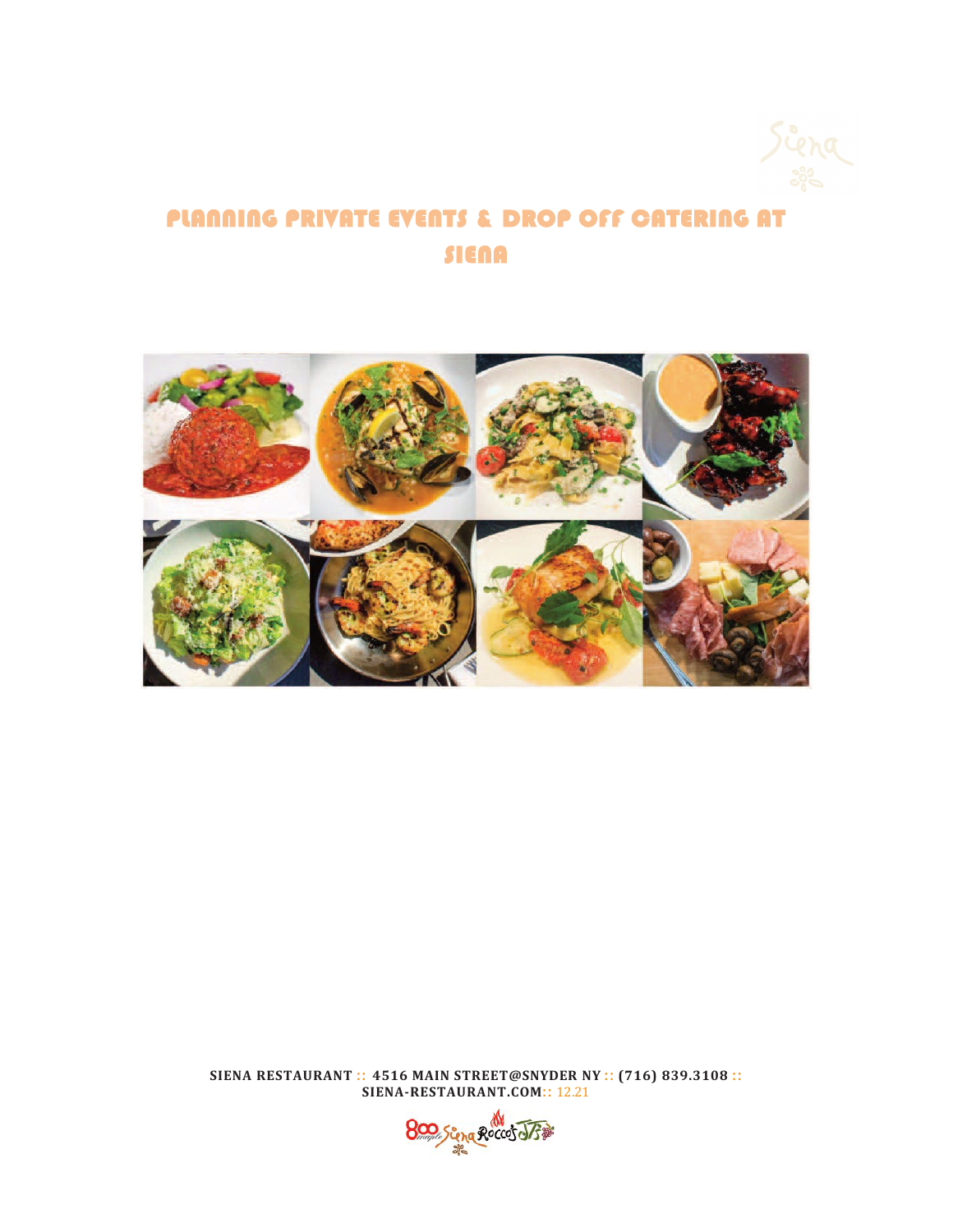# PLANNING PRIVATE EVENTS & DROP OFF CATERING AT SIENA

**SIENA RESTAURANT :: 4516 MAIN STREET@SNYDER NY :: (716) 839.3108 :: SIENA-RESTAURANT.COM::** 12.21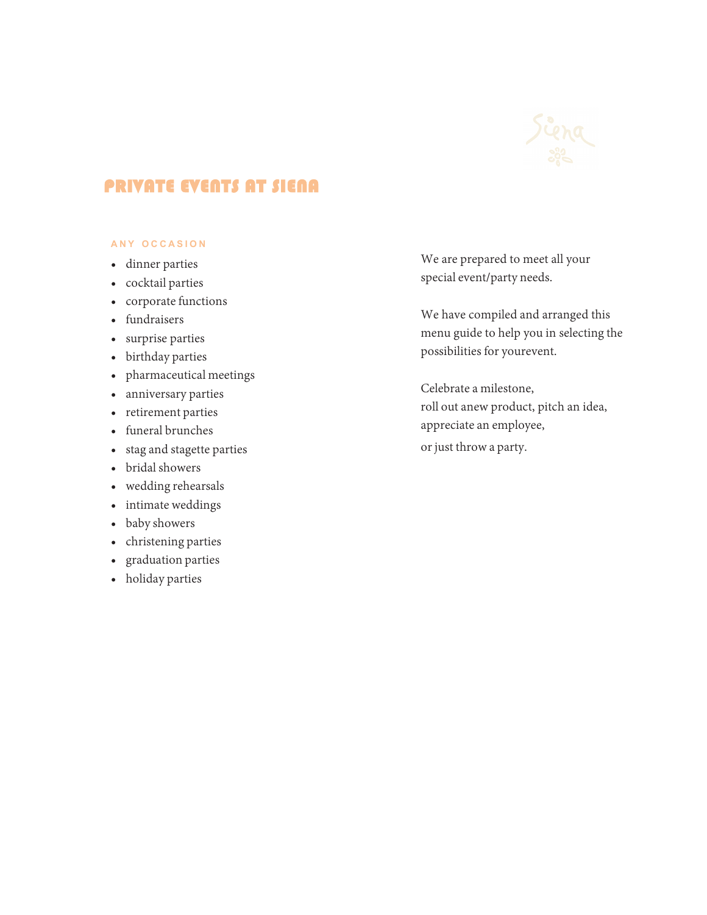# PRIVATE EVENTS AT SIENA

### ANY OCCASION

- dinner parties
- cocktail parties
- corporate functions
- fundraisers
- surprise parties
- birthday parties
- pharmaceutical meetings
- anniversary parties
- retirement parties
- funeral brunches
- stag and stagette parties
- bridal showers
- wedding rehearsals
- intimate weddings
- baby showers
- christening parties
- graduation parties
- holiday parties

We are prepared to meet all your special event/party needs.

We have compiled and arranged this menu guide to help you in selecting the possibilities for yourevent.

Celebrate a milestone,
roll out anew product, pitch an idea,
appreciate an employee,
or just throw a party.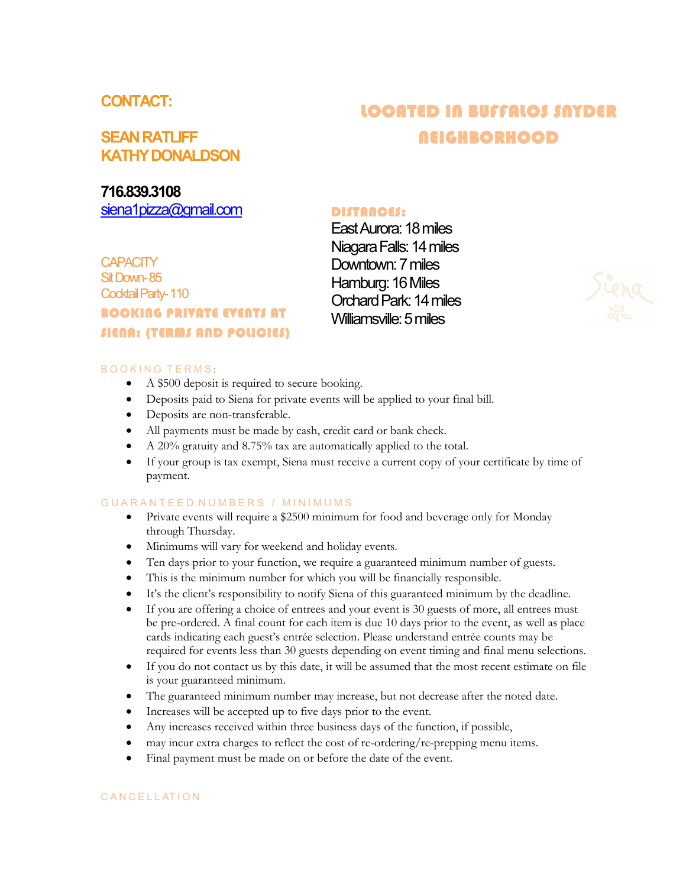## CONTACT:

## SEAN RATLIFF
## KATHY DONALDSON

**716.839.3108**
siena1pizza@gmail.com

## LOCATED IN BUFFALOS SNYDER NEIGHBORHOOD

**DISTANCES:**

East Aurora: 18 miles
Niagara Falls: 14 miles
Downtown: 7 miles
Hamburg: 16 Miles
Orchard Park: 14 miles
Williamsville: 5 miles

CAPACITY
Sit Down- 85
Cocktail Party- 110

## BOOKING PRIVATE EVENTS AT SIENA: (TERMS AND POLICIES)

### BOOKING TERMS:

- A $500 deposit is required to secure booking.
- Deposits paid to Siena for private events will be applied to your final bill.
- Deposits are non-transferable.
- All payments must be made by cash, credit card or bank check.
- A 20% gratuity and 8.75% tax are automatically applied to the total.
- If your group is tax exempt, Siena must receive a current copy of your certificate by time of payment.

### GUARANTEED NUMBERS / MINIMUMS

- Private events will require a $2500 minimum for food and beverage only for Monday through Thursday.
- Minimums will vary for weekend and holiday events.
- Ten days prior to your function, we require a guaranteed minimum number of guests.
- This is the minimum number for which you will be financially responsible.
- It's the client's responsibility to notify Siena of this guaranteed minimum by the deadline.
- If you are offering a choice of entrees and your event is 30 guests of more, all entrees must be pre-ordered. A final count for each item is due 10 days prior to the event, as well as place cards indicating each guest's entrée selection. Please understand entrée counts may be required for events less than 30 guests depending on event timing and final menu selections.
- If you do not contact us by this date, it will be assumed that the most recent estimate on file is your guaranteed minimum.
- The guaranteed minimum number may increase, but not decrease after the noted date.
- Increases will be accepted up to five days prior to the event.
- Any increases received within three business days of the function, if possible,
- may incur extra charges to reflect the cost of re-ordering/re-prepping menu items.
- Final payment must be made on or before the date of the event.

### CANCELLATION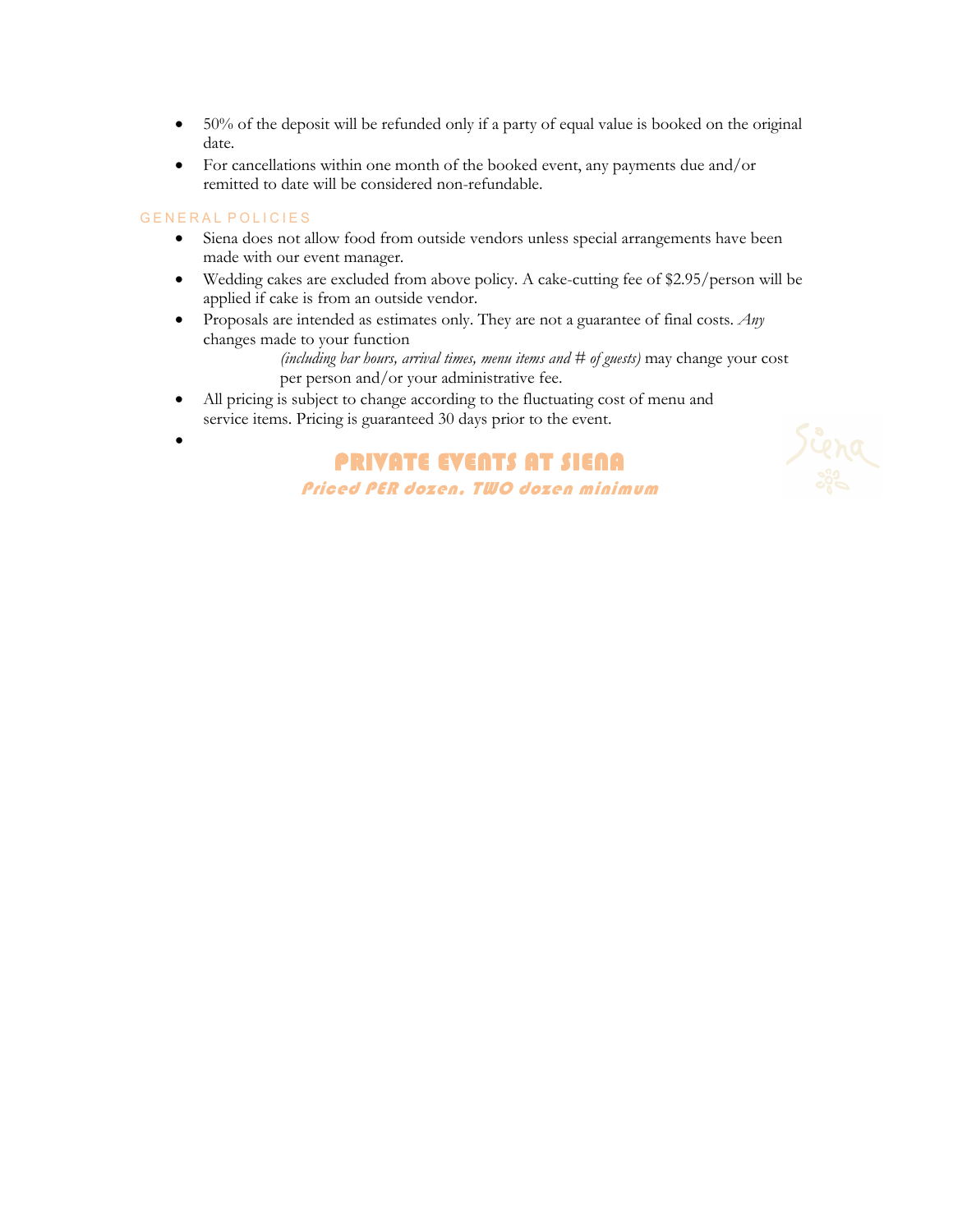- 50% of the deposit will be refunded only if a party of equal value is booked on the original date.
- For cancellations within one month of the booked event, any payments due and/or remitted to date will be considered non-refundable.

## GENERAL POLICIES

- Siena does not allow food from outside vendors unless special arrangements have been made with our event manager.
- Wedding cakes are excluded from above policy. A cake-cutting fee of $2.95/person will be applied if cake is from an outside vendor.
- Proposals are intended as estimates only. They are not a guarantee of final costs. *Any* changes made to your function *(including bar hours, arrival times, menu items and # of guests)* may change your cost per person and/or your administrative fee.
- All pricing is subject to change according to the fluctuating cost of menu and service items. Pricing is guaranteed 30 days prior to the event.

# PRIVATE EVENTS AT SIENA

***Priced PER dozen. TWO dozen minimum***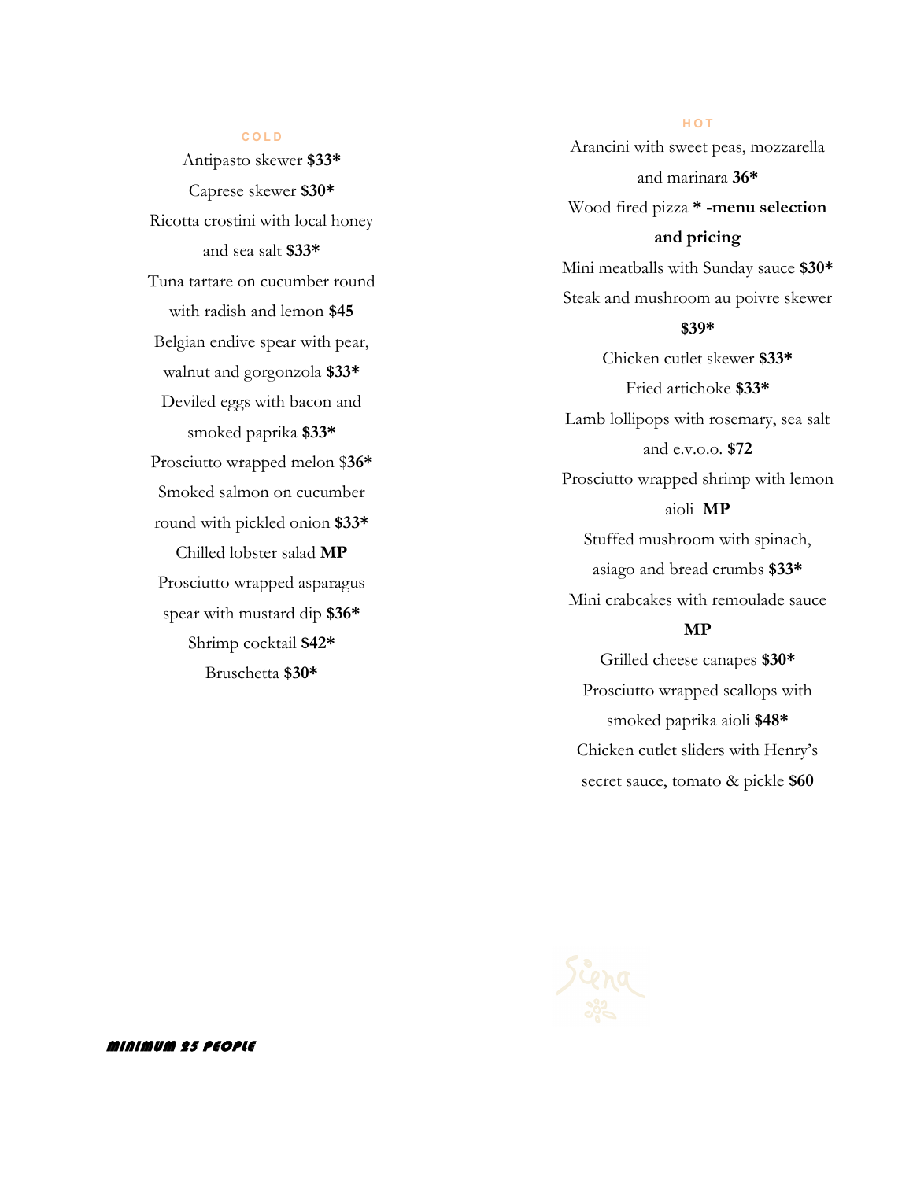## COLD

Antipasto skewer **$33***

Caprese skewer **$30***

Ricotta crostini with local honey and sea salt **$33***

Tuna tartare on cucumber round with radish and lemon **$45**

Belgian endive spear with pear, walnut and gorgonzola **$33***

Deviled eggs with bacon and smoked paprika **$33***

Prosciutto wrapped melon $**36***

Smoked salmon on cucumber round with pickled onion **$33***

Chilled lobster salad **MP**

Prosciutto wrapped asparagus spear with mustard dip **$36***

Shrimp cocktail **$42***

Bruschetta **$30***

## HOT

Arancini with sweet peas, mozzarella and marinara **36***

Wood fired pizza *** -menu selection and pricing**

Mini meatballs with Sunday sauce **$30***

Steak and mushroom au poivre skewer **$39***

Chicken cutlet skewer **$33***

Fried artichoke **$33***

Lamb lollipops with rosemary, sea salt and e.v.o.o. **$72**

Prosciutto wrapped shrimp with lemon aioli **MP**

Stuffed mushroom with spinach, asiago and bread crumbs **$33***

Mini crabcakes with remoulade sauce **MP**

Grilled cheese canapes **$30***

Prosciutto wrapped scallops with smoked paprika aioli **$48***

Chicken cutlet sliders with Henry's secret sauce, tomato & pickle **$60**

Siena

***MINIMUM 25 PEOPLE***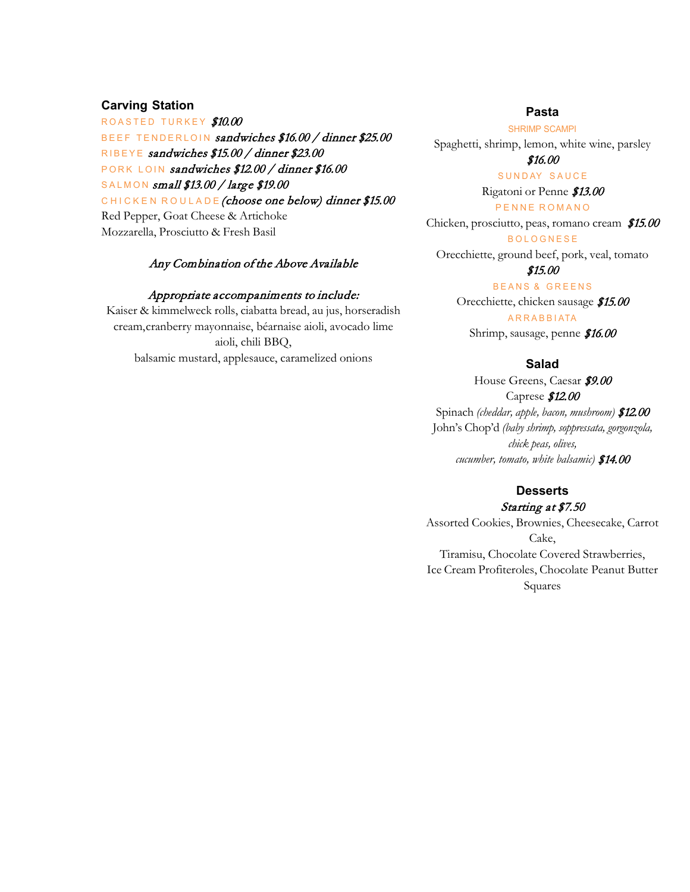## Carving Station

ROASTED TURKEY *$10.00*

BEEF TENDERLOIN *sandwiches $16.00 / dinner $25.00*

RIBEYE *sandwiches $15.00 / dinner $23.00*

PORK LOIN *sandwiches $12.00 / dinner $16.00*

SALMON *small $13.00 / large $19.00*

CHICKEN ROULADE *(choose one below) dinner $15.00*

Red Pepper, Goat Cheese & Artichoke

Mozzarella, Prosciutto & Fresh Basil

*Any Combination of the Above Available*

*Appropriate accompaniments to include:*

Kaiser & kimmelweck rolls, ciabatta bread, au jus, horseradish cream,cranberry mayonnaise, béarnaise aioli, avocado lime aioli, chili BBQ,
balsamic mustard, applesauce, caramelized onions

## Pasta

SHRIMP SCAMPI

Spaghetti, shrimp, lemon, white wine, parsley *$16.00*

SUNDAY SAUCE

Rigatoni or Penne *$13.00*

PENNE ROMANO

Chicken, prosciutto, peas, romano cream *$15.00*

BOLOGNESE

Orecchiette, ground beef, pork, veal, tomato *$15.00*

BEANS & GREENS

Orecchiette, chicken sausage *$15.00*

ARRABBIATA

Shrimp, sausage, penne *$16.00*

## Salad

House Greens, Caesar *$9.00*

Caprese *$12.00*

Spinach *(cheddar, apple, bacon, mushroom)* *$12.00*

John's Chop'd *(baby shrimp, soppressata, gorgonzola, chick peas, olives,
cucumber, tomato, white balsamic)* *$14.00*

## Desserts

*Starting at $7.50*

Assorted Cookies, Brownies, Cheesecake, Carrot Cake,
Tiramisu, Chocolate Covered Strawberries,
Ice Cream Profiteroles, Chocolate Peanut Butter Squares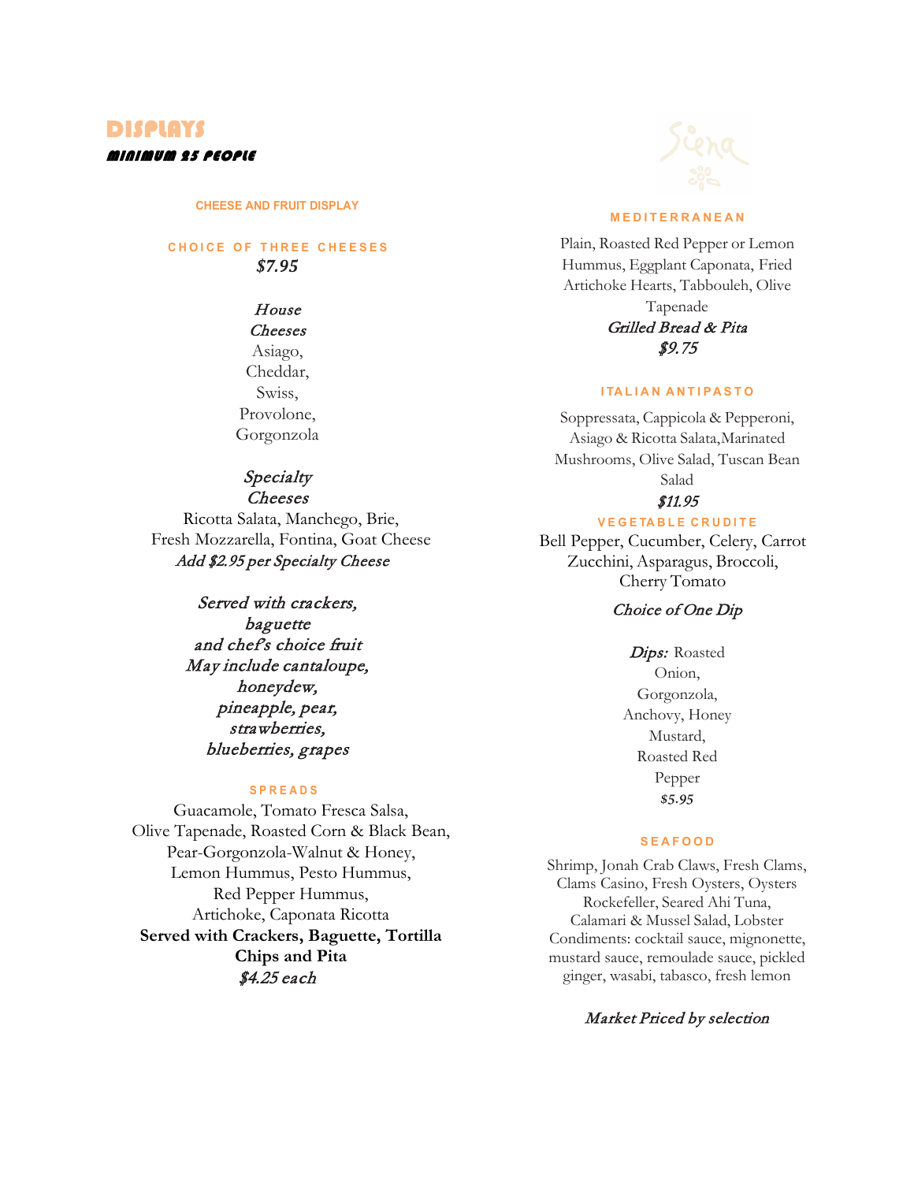# DISPLAYS

***MINIMUM 25 PEOPLE***

## CHEESE AND FRUIT DISPLAY

### CHOICE OF THREE CHEESES

***$7.95***

*House Cheeses*
Asiago, Cheddar, Swiss, Provolone, Gorgonzola

*Specialty Cheeses*
Ricotta Salata, Manchego, Brie, Fresh Mozzarella, Fontina, Goat Cheese
*Add $2.95 per Specialty Cheese*

*Served with crackers, baguette and chef's choice fruit*
*May include cantaloupe, honeydew, pineapple, pear, strawberries, blueberries, grapes*

## SPREADS

Guacamole, Tomato Fresca Salsa, Olive Tapenade, Roasted Corn & Black Bean, Pear-Gorgonzola-Walnut & Honey, Lemon Hummus, Pesto Hummus, Red Pepper Hummus, Artichoke, Caponata Ricotta
**Served with Crackers, Baguette, Tortilla Chips and Pita**
***$4.25 each***

## MEDITERRANEAN

Plain, Roasted Red Pepper or Lemon Hummus, Eggplant Caponata, Fried Artichoke Hearts, Tabbouleh, Olive Tapenade
*Grilled Bread & Pita*
***$9.75***

## ITALIAN ANTIPASTO

Soppressata, Cappicola & Pepperoni, Asiago & Ricotta Salata,Marinated Mushrooms, Olive Salad, Tuscan Bean Salad
***$11.95***

## VEGETABLE CRUDITE

Bell Pepper, Cucumber, Celery, Carrot Zucchini, Asparagus, Broccoli, Cherry Tomato

*Choice of One Dip*

*Dips:* Roasted Onion, Gorgonzola, Anchovy, Honey Mustard, Roasted Red Pepper
***$5.95***

## SEAFOOD

Shrimp, Jonah Crab Claws, Fresh Clams, Clams Casino, Fresh Oysters, Oysters Rockefeller, Seared Ahi Tuna, Calamari & Mussel Salad, Lobster
Condiments: cocktail sauce, mignonette, mustard sauce, remoulade sauce, pickled ginger, wasabi, tabasco, fresh lemon

*Market Priced by selection*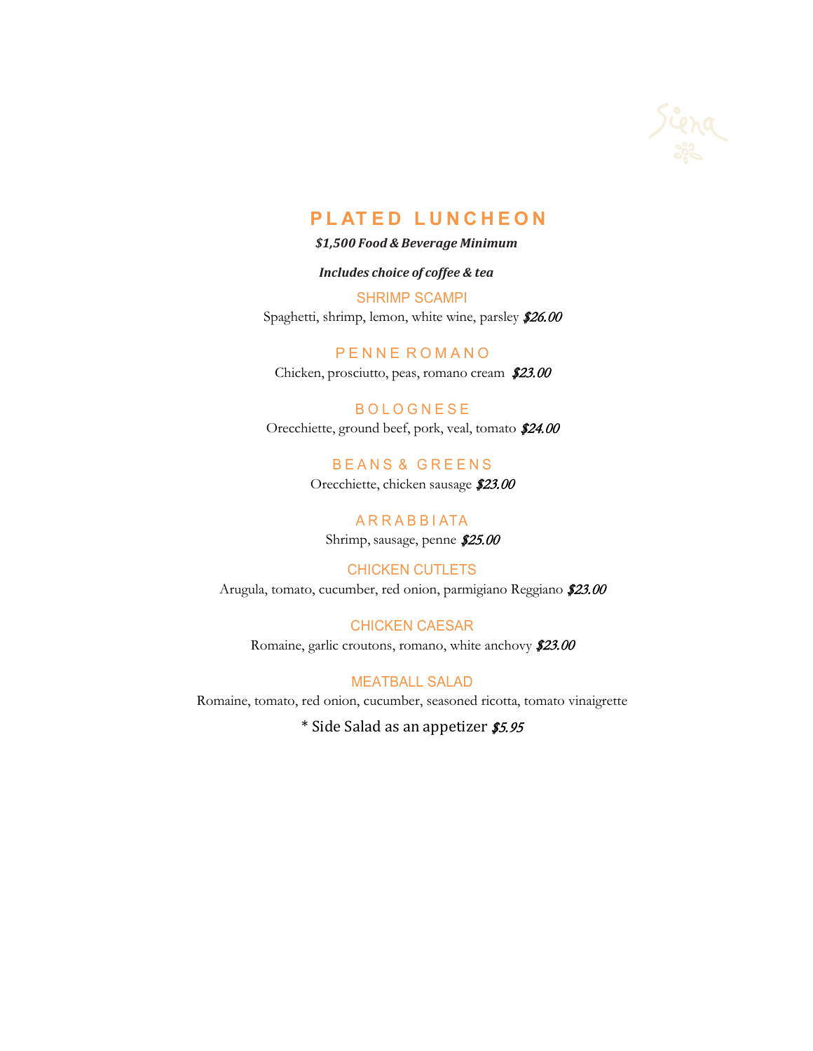# PLATED LUNCHEON

***$1,500 Food & Beverage Minimum***

***Includes choice of coffee & tea***

### SHRIMP SCAMPI

Spaghetti, shrimp, lemon, white wine, parsley ***$26.00***

### PENNE ROMANO

Chicken, prosciutto, peas, romano cream ***$23.00***

### BOLOGNESE

Orecchiette, ground beef, pork, veal, tomato ***$24.00***

### BEANS & GREENS

Orecchiette, chicken sausage ***$23.00***

### ARRABBIATA

Shrimp, sausage, penne ***$25.00***

### CHICKEN CUTLETS

Arugula, tomato, cucumber, red onion, parmigiano Reggiano ***$23.00***

### CHICKEN CAESAR

Romaine, garlic croutons, romano, white anchovy ***$23.00***

### MEATBALL SALAD

Romaine, tomato, red onion, cucumber, seasoned ricotta, tomato vinaigrette

* Side Salad as an appetizer ***$5.95***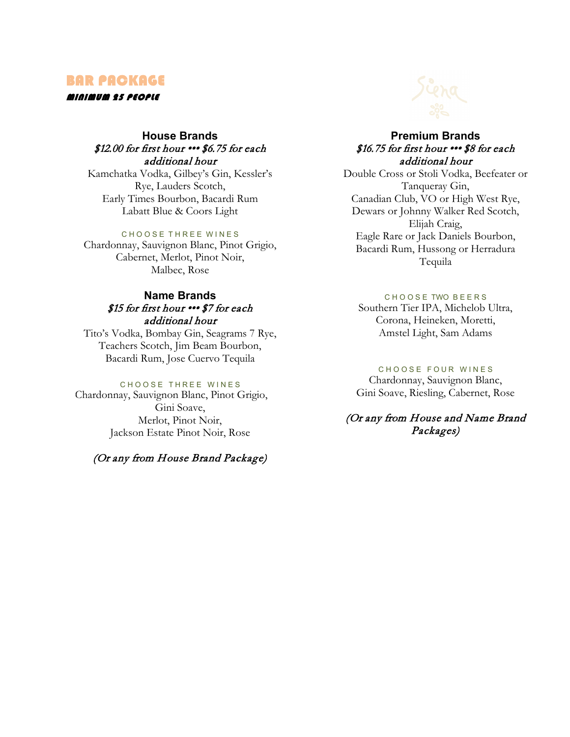# BAR PACKAGE

***MINIMUM 25 PEOPLE***

### House Brands

*$12.00 for first hour ••• $6.75 for each additional hour*

Kamchatka Vodka, Gilbey's Gin, Kessler's Rye, Lauders Scotch, Early Times Bourbon, Bacardi Rum
Labatt Blue & Coors Light

CHOOSE THREE WINES

Chardonnay, Sauvignon Blanc, Pinot Grigio, Cabernet, Merlot, Pinot Noir, Malbec, Rose

### Name Brands

*$15 for first hour ••• $7 for each additional hour*

Tito's Vodka, Bombay Gin, Seagrams 7 Rye, Teachers Scotch, Jim Beam Bourbon, Bacardi Rum, Jose Cuervo Tequila

CHOOSE THREE WINES

Chardonnay, Sauvignon Blanc, Pinot Grigio, Gini Soave, Merlot, Pinot Noir, Jackson Estate Pinot Noir, Rose

*(Or any from House Brand Package)*

Siena

### Premium Brands

*$16.75 for first hour ••• $8 for each additional hour*

Double Cross or Stoli Vodka, Beefeater or Tanqueray Gin, Canadian Club, VO or High West Rye, Dewars or Johnny Walker Red Scotch, Elijah Craig, Eagle Rare or Jack Daniels Bourbon, Bacardi Rum, Hussong or Herradura Tequila

CHOOSE TWO BEERS

Southern Tier IPA, Michelob Ultra, Corona, Heineken, Moretti, Amstel Light, Sam Adams

CHOOSE FOUR WINES

Chardonnay, Sauvignon Blanc, Gini Soave, Riesling, Cabernet, Rose

*(Or any from House and Name Brand Packages)*